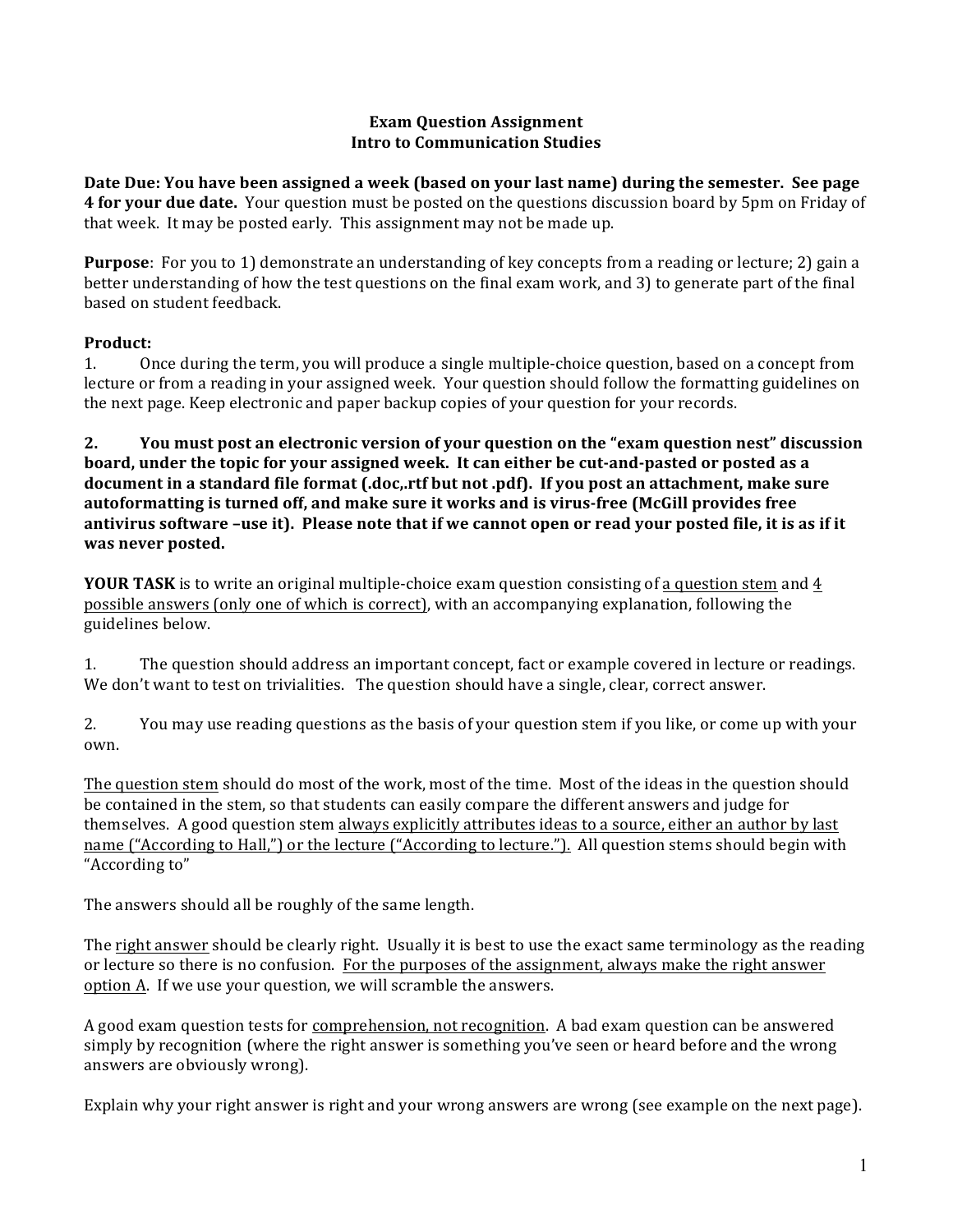**Exam Question Assignment**
**Intro to Communication Studies**

**Date Due: You have been assigned a week (based on your last name) during the semester. See page 4 for your due date.** Your question must be posted on the questions discussion board by 5pm on Friday of that week. It may be posted early. This assignment may not be made up.

**Purpose**: For you to 1) demonstrate an understanding of key concepts from a reading or lecture; 2) gain a better understanding of how the test questions on the final exam work, and 3) to generate part of the final based on student feedback.

**Product:**

1. Once during the term, you will produce a single multiple-choice question, based on a concept from lecture or from a reading in your assigned week. Your question should follow the formatting guidelines on the next page. Keep electronic and paper backup copies of your question for your records.

2. **You must post an electronic version of your question on the "exam question nest" discussion board, under the topic for your assigned week. It can either be cut-and-pasted or posted as a document in a standard file format (.doc,.rtf but not .pdf). If you post an attachment, make sure autoformatting is turned off, and make sure it works and is virus-free (McGill provides free antivirus software –use it). Please note that if we cannot open or read your posted file, it is as if it was never posted.**

**YOUR TASK** is to write an original multiple-choice exam question consisting of <u>a question stem</u> and <u>4 possible answers (only one of which is correct)</u>, with an accompanying explanation, following the guidelines below.

1. The question should address an important concept, fact or example covered in lecture or readings. We don't want to test on trivialities. The question should have a single, clear, correct answer.

2. You may use reading questions as the basis of your question stem if you like, or come up with your own.

<u>The question stem</u> should do most of the work, most of the time. Most of the ideas in the question should be contained in the stem, so that students can easily compare the different answers and judge for themselves. A good question stem <u>always explicitly attributes ideas to a source, either an author by last name ("According to Hall,") or the lecture ("According to lecture.").</u> All question stems should begin with "According to"

The answers should all be roughly of the same length.

The <u>right answer</u> should be clearly right. Usually it is best to use the exact same terminology as the reading or lecture so there is no confusion. <u>For the purposes of the assignment, always make the right answer option A</u>. If we use your question, we will scramble the answers.

A good exam question tests for <u>comprehension, not recognition</u>. A bad exam question can be answered simply by recognition (where the right answer is something you've seen or heard before and the wrong answers are obviously wrong).

Explain why your right answer is right and your wrong answers are wrong (see example on the next page).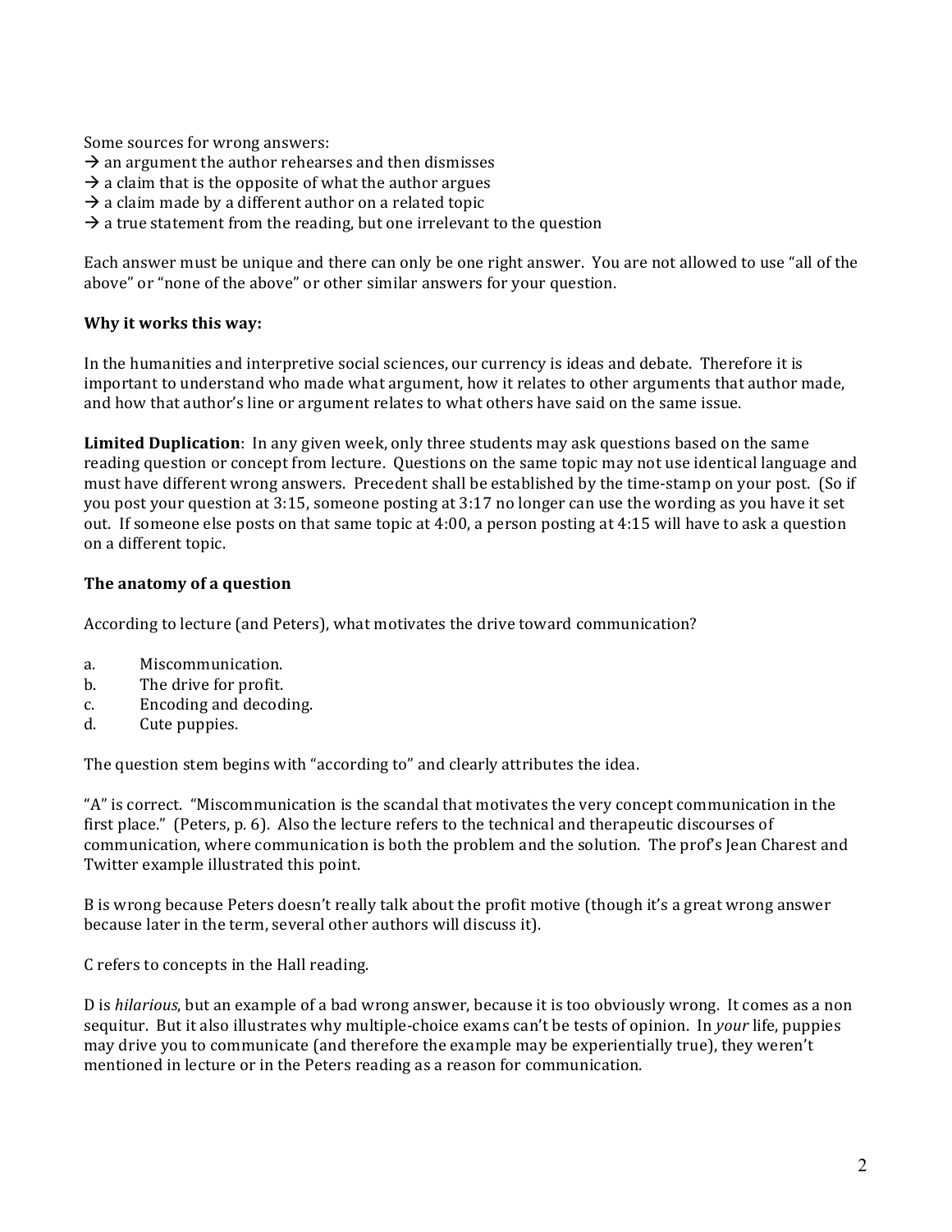Some sources for wrong answers:
→ an argument the author rehearses and then dismisses
→ a claim that is the opposite of what the author argues
→ a claim made by a different author on a related topic
→ a true statement from the reading, but one irrelevant to the question

Each answer must be unique and there can only be one right answer. You are not allowed to use "all of the above" or "none of the above" or other similar answers for your question.

**Why it works this way:**

In the humanities and interpretive social sciences, our currency is ideas and debate. Therefore it is important to understand who made what argument, how it relates to other arguments that author made, and how that author's line or argument relates to what others have said on the same issue.

**Limited Duplication**: In any given week, only three students may ask questions based on the same reading question or concept from lecture. Questions on the same topic may not use identical language and must have different wrong answers. Precedent shall be established by the time-stamp on your post. (So if you post your question at 3:15, someone posting at 3:17 no longer can use the wording as you have it set out. If someone else posts on that same topic at 4:00, a person posting at 4:15 will have to ask a question on a different topic.

**The anatomy of a question**

According to lecture (and Peters), what motivates the drive toward communication?

a. Miscommunication.
b. The drive for profit.
c. Encoding and decoding.
d. Cute puppies.

The question stem begins with "according to" and clearly attributes the idea.

"A" is correct. "Miscommunication is the scandal that motivates the very concept communication in the first place." (Peters, p. 6). Also the lecture refers to the technical and therapeutic discourses of communication, where communication is both the problem and the solution. The prof's Jean Charest and Twitter example illustrated this point.

B is wrong because Peters doesn't really talk about the profit motive (though it's a great wrong answer because later in the term, several other authors will discuss it).

C refers to concepts in the Hall reading.

D is *hilarious*, but an example of a bad wrong answer, because it is too obviously wrong. It comes as a non sequitur. But it also illustrates why multiple-choice exams can't be tests of opinion. In *your* life, puppies may drive you to communicate (and therefore the example may be experientially true), they weren't mentioned in lecture or in the Peters reading as a reason for communication.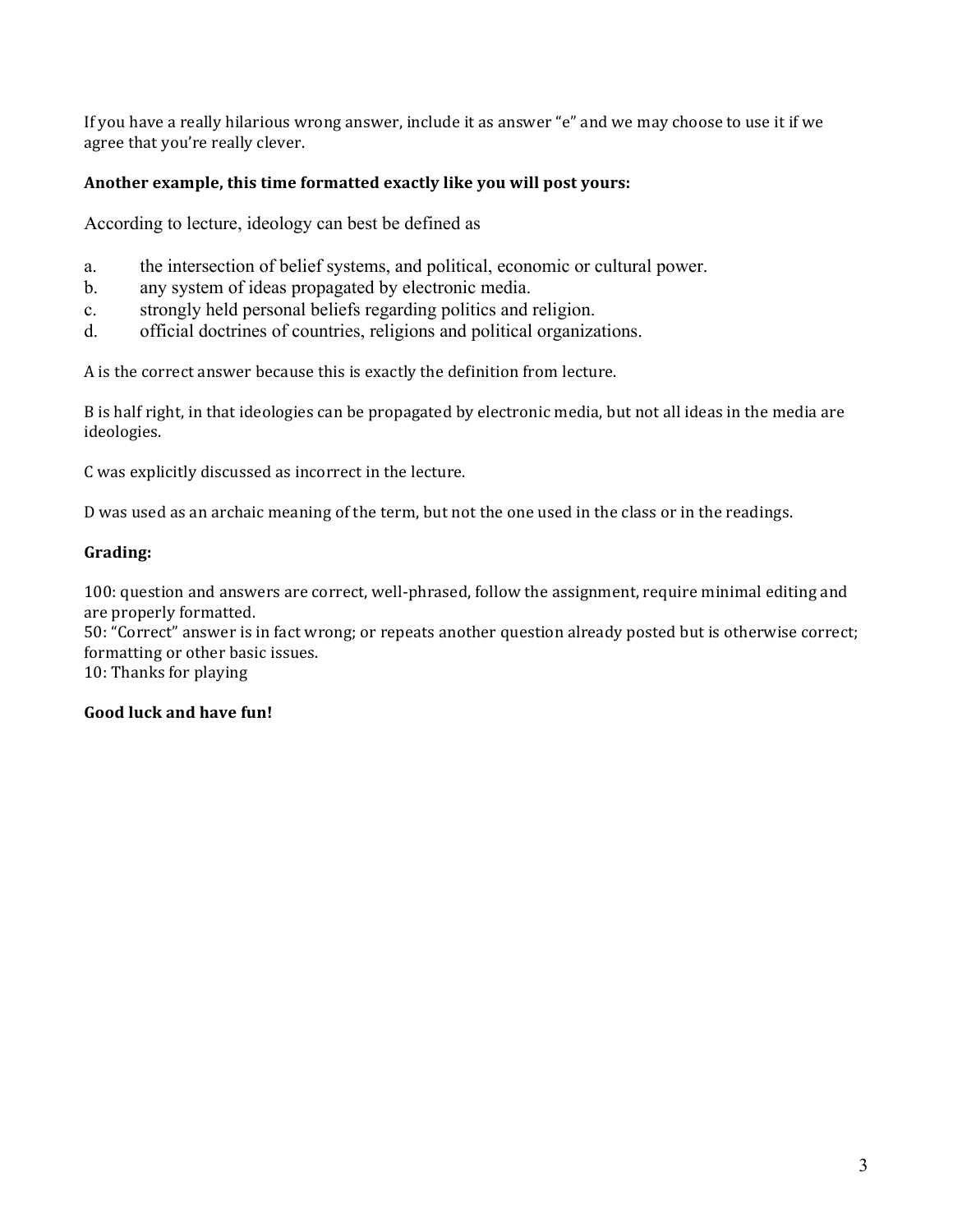If you have a really hilarious wrong answer, include it as answer "e" and we may choose to use it if we agree that you're really clever.

**Another example, this time formatted exactly like you will post yours:**

According to lecture, ideology can best be defined as

a. the intersection of belief systems, and political, economic or cultural power.
b. any system of ideas propagated by electronic media.
c. strongly held personal beliefs regarding politics and religion.
d. official doctrines of countries, religions and political organizations.

A is the correct answer because this is exactly the definition from lecture.

B is half right, in that ideologies can be propagated by electronic media, but not all ideas in the media are ideologies.

C was explicitly discussed as incorrect in the lecture.

D was used as an archaic meaning of the term, but not the one used in the class or in the readings.

**Grading:**

100: question and answers are correct, well-phrased, follow the assignment, require minimal editing and are properly formatted.
50: "Correct" answer is in fact wrong; or repeats another question already posted but is otherwise correct; formatting or other basic issues.
10: Thanks for playing

**Good luck and have fun!**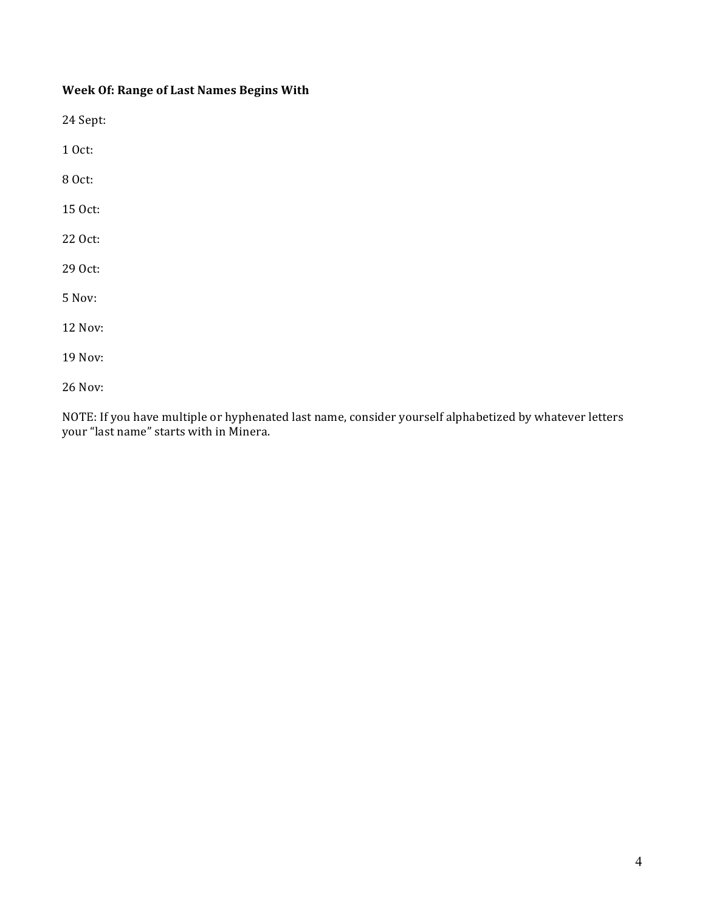**Week Of: Range of Last Names Begins With**

24 Sept:

1 Oct:

8 Oct:

15 Oct:

22 Oct:

29 Oct:

5 Nov:

12 Nov:

19 Nov:

26 Nov:

NOTE: If you have multiple or hyphenated last name, consider yourself alphabetized by whatever letters your "last name" starts with in Minera.